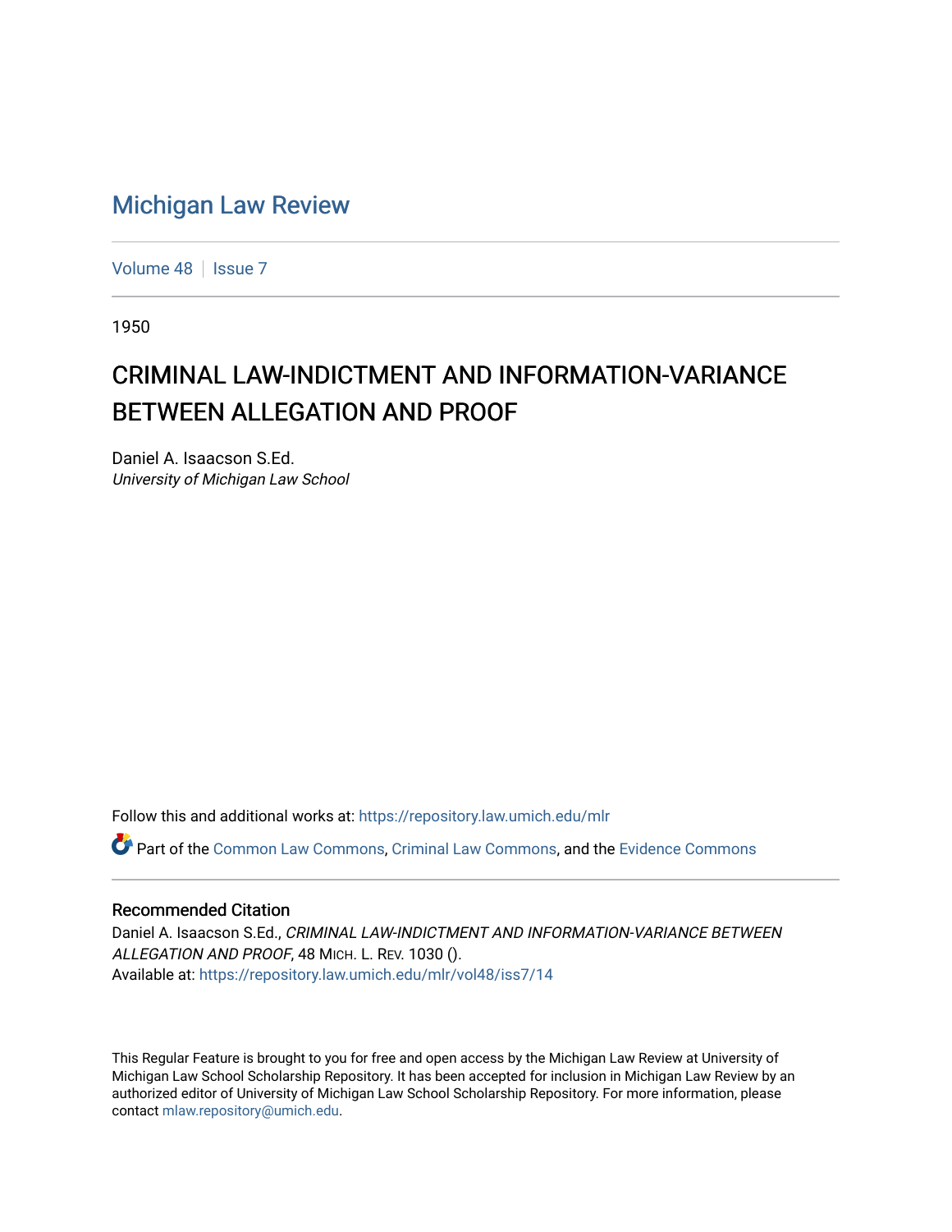# Michigan Law Review

Volume 48 | Issue 7

1950

## CRIMINAL LAW-INDICTMENT AND INFORMATION-VARIANCE BETWEEN ALLEGATION AND PROOF

Daniel A. Isaacson S.Ed.
*University of Michigan Law School*

Follow this and additional works at: https://repository.law.umich.edu/mlr

Part of the Common Law Commons, Criminal Law Commons, and the Evidence Commons

### Recommended Citation

Daniel A. Isaacson S.Ed., *CRIMINAL LAW-INDICTMENT AND INFORMATION-VARIANCE BETWEEN ALLEGATION AND PROOF*, 48 MICH. L. REV. 1030 ().
Available at: https://repository.law.umich.edu/mlr/vol48/iss7/14

This Regular Feature is brought to you for free and open access by the Michigan Law Review at University of Michigan Law School Scholarship Repository. It has been accepted for inclusion in Michigan Law Review by an authorized editor of University of Michigan Law School Scholarship Repository. For more information, please contact mlaw.repository@umich.edu.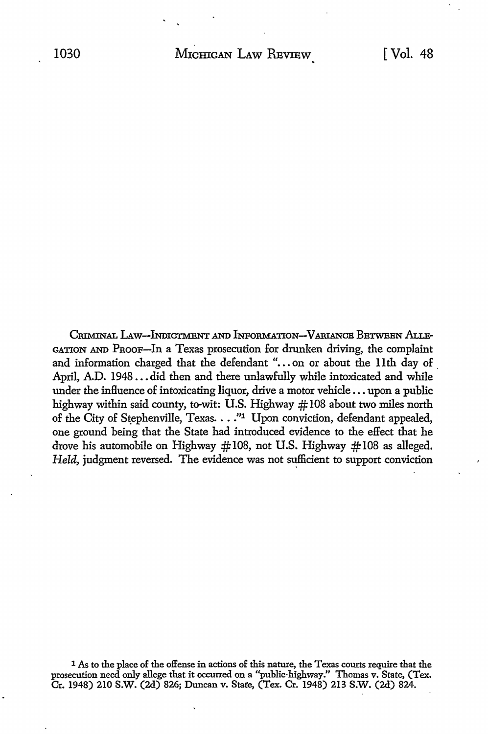CRIMINAL LAW—INDICTMENT AND INFORMATION—VARIANCE BETWEEN ALLEGATION AND PROOF—In a Texas prosecution for drunken driving, the complaint and information charged that the defendant "... on or about the 11th day of April, A.D. 1948 ... did then and there unlawfully while intoxicated and while under the influence of intoxicating liquor, drive a motor vehicle ... upon a public highway within said county, to-wit: U.S. Highway #108 about two miles north of the City of Stephenville, Texas. ..."[1] Upon conviction, defendant appealed, one ground being that the State had introduced evidence to the effect that he drove his automobile on Highway #108, not U.S. Highway #108 as alleged. *Held*, judgment reversed. The evidence was not sufficient to support conviction

[1] As to the place of the offense in actions of this nature, the Texas courts require that the prosecution need only allege that it occurred on a "public highway." Thomas v. State, (Tex. Cr. 1948) 210 S.W. (2d) 826; Duncan v. State, (Tex. Cr. 1948) 213 S.W. (2d) 824.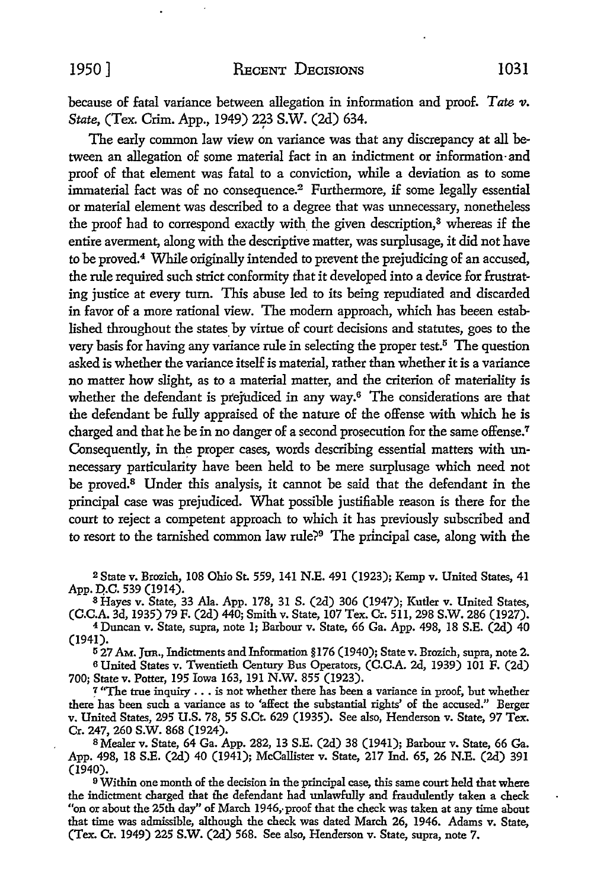because of fatal variance between allegation in information and proof. *Tate v. State*, (Tex. Crim. App., 1949) 223 S.W. (2d) 634.

The early common law view on variance was that any discrepancy at all between an allegation of some material fact in an indictment or information and proof of that element was fatal to a conviction, while a deviation as to some immaterial fact was of no consequence.[2] Furthermore, if some legally essential or material element was described to a degree that was unnecessary, nonetheless the proof had to correspond exactly with the given description,[3] whereas if the entire averment, along with the descriptive matter, was surplusage, it did not have to be proved.[4] While originally intended to prevent the prejudicing of an accused, the rule required such strict conformity that it developed into a device for frustrating justice at every turn. This abuse led to its being repudiated and discarded in favor of a more rational view. The modern approach, which has beeen established throughout the states by virtue of court decisions and statutes, goes to the very basis for having any variance rule in selecting the proper test.[5] The question asked is whether the variance itself is material, rather than whether it is a variance no matter how slight, as to a material matter, and the criterion of materiality is whether the defendant is prejudiced in any way.[6] The considerations are that the defendant be fully appraised of the nature of the offense with which he is charged and that he be in no danger of a second prosecution for the same offense.[7] Consequently, in the proper cases, words describing essential matters with unnecessary particularity have been held to be mere surplusage which need not be proved.[8] Under this analysis, it cannot be said that the defendant in the principal case was prejudiced. What possible justifiable reason is there for the court to reject a competent approach to which it has previously subscribed and to resort to the tarnished common law rule?[9] The principal case, along with the

---

[2] State v. Brozich, 108 Ohio St. 559, 141 N.E. 491 (1923); Kemp v. United States, 41 App. D.C. 539 (1914).

[3] Hayes v. State, 33 Ala. App. 178, 31 S. (2d) 306 (1947); Kutler v. United States, (C.C.A. 3d, 1935) 79 F. (2d) 440; Smith v. State, 107 Tex. Cr. 511, 298 S.W. 286 (1927).

[4] Duncan v. State, supra, note 1; Barbour v. State, 66 Ga. App. 498, 18 S.E. (2d) 40 (1941).

[5] 27 Am. Jur., Indictments and Information §176 (1940); State v. Brozich, supra, note 2.

[6] United States v. Twentieth Century Bus Operators, (C.C.A. 2d, 1939) 101 F. (2d) 700; State v. Potter, 195 Iowa 163, 191 N.W. 855 (1923).

[7] "The true inquiry . . . is not whether there has been a variance in proof, but whether there has been such a variance as to 'affect the substantial rights' of the accused." Berger v. United States, 295 U.S. 78, 55 S.Ct. 629 (1935). See also, Henderson v. State, 97 Tex. Cr. 247, 260 S.W. 868 (1924).

[8] Mealer v. State, 64 Ga. App. 282, 13 S.E. (2d) 38 (1941); Barbour v. State, 66 Ga. App. 498, 18 S.E. (2d) 40 (1941); McCallister v. State, 217 Ind. 65, 26 N.E. (2d) 391 (1940).

[9] Within one month of the decision in the principal case, this same court held that where the indictment charged that the defendant had unlawfully and fraudulently taken a check "on or about the 25th day" of March 1946, proof that the check was taken at any time about that time was admissible, although the check was dated March 26, 1946. Adams v. State, (Tex. Cr. 1949) 225 S.W. (2d) 568. See also, Henderson v. State, supra, note 7.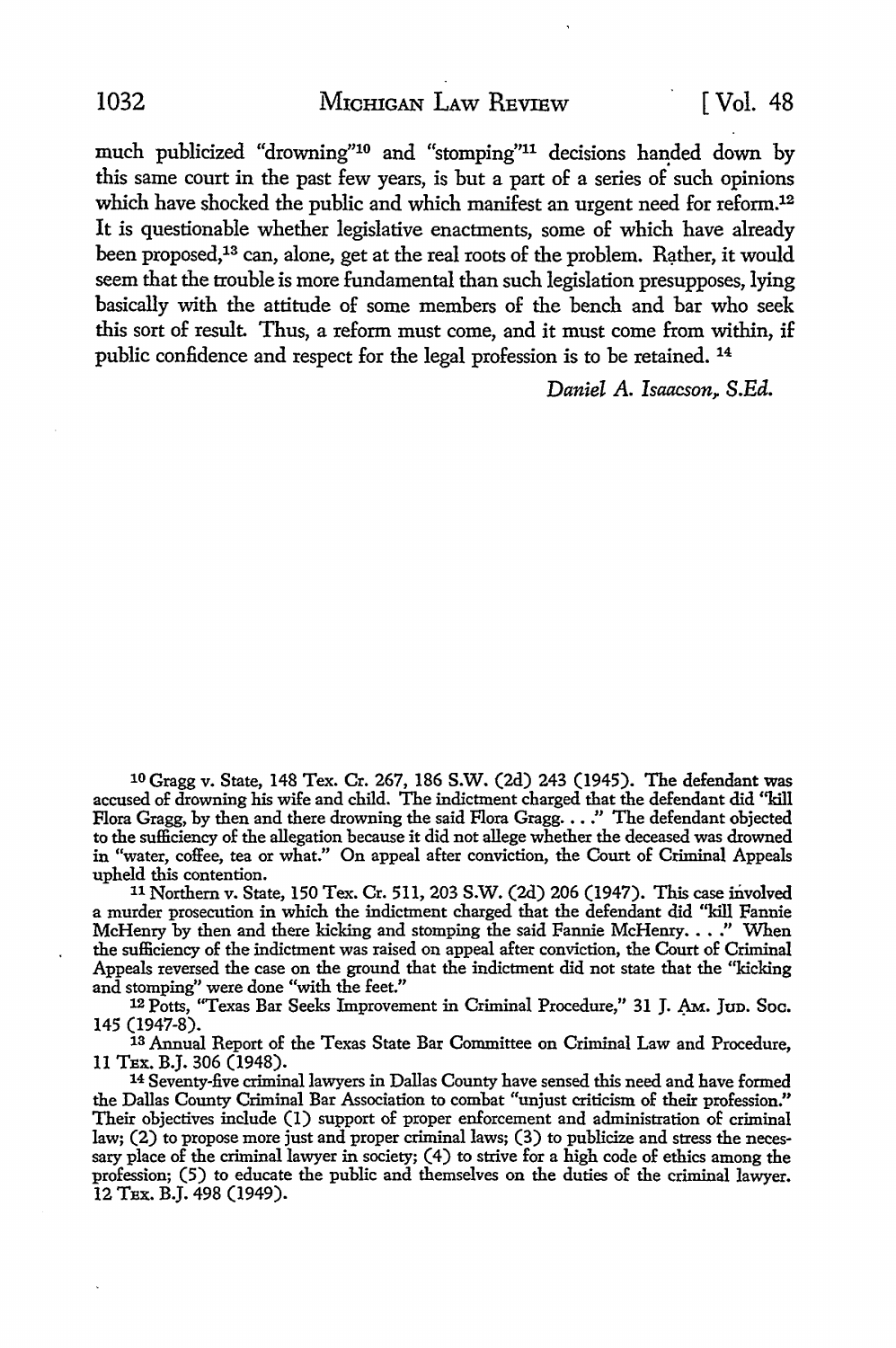much publicized "drowning"[10] and "stomping"[11] decisions handed down by this same court in the past few years, is but a part of a series of such opinions which have shocked the public and which manifest an urgent need for reform.[12] It is questionable whether legislative enactments, some of which have already been proposed,[13] can, alone, get at the real roots of the problem. Rather, it would seem that the trouble is more fundamental than such legislation presupposes, lying basically with the attitude of some members of the bench and bar who seek this sort of result. Thus, a reform must come, and it must come from within, if public confidence and respect for the legal profession is to be retained. [14]

*Daniel A. Isaacson, S.Ed.*

---

[10] Gragg v. State, 148 Tex. Cr. 267, 186 S.W. (2d) 243 (1945). The defendant was accused of drowning his wife and child. The indictment charged that the defendant did "kill Flora Gragg, by then and there drowning the said Flora Gragg. . . ." The defendant objected to the sufficiency of the allegation because it did not allege whether the deceased was drowned in "water, coffee, tea or what." On appeal after conviction, the Court of Criminal Appeals upheld this contention.

[11] Northern v. State, 150 Tex. Cr. 511, 203 S.W. (2d) 206 (1947). This case involved a murder prosecution in which the indictment charged that the defendant did "kill Fannie McHenry by then and there kicking and stomping the said Fannie McHenry. . . ." When the sufficiency of the indictment was raised on appeal after conviction, the Court of Criminal Appeals reversed the case on the ground that the indictment did not state that the "kicking and stomping" were done "with the feet."

[12] Potts, "Texas Bar Seeks Improvement in Criminal Procedure," 31 J. Am. Jud. Soc. 145 (1947-8).

[13] Annual Report of the Texas State Bar Committee on Criminal Law and Procedure, 11 Tex. B.J. 306 (1948).

[14] Seventy-five criminal lawyers in Dallas County have sensed this need and have formed the Dallas County Criminal Bar Association to combat "unjust criticism of their profession." Their objectives include (1) support of proper enforcement and administration of criminal law; (2) to propose more just and proper criminal laws; (3) to publicize and stress the necessary place of the criminal lawyer in society; (4) to strive for a high code of ethics among the profession; (5) to educate the public and themselves on the duties of the criminal lawyer. 12 Tex. B.J. 498 (1949).